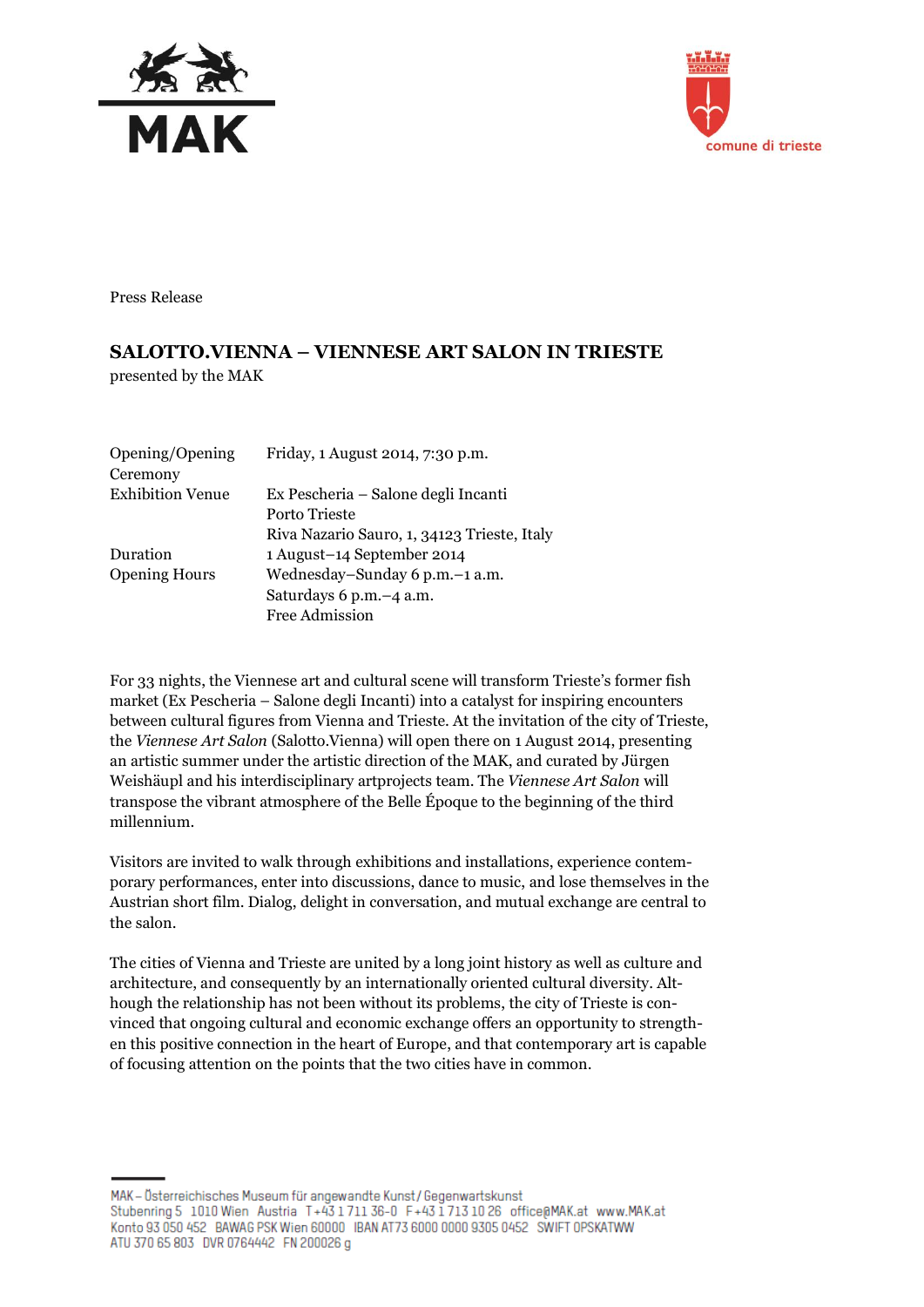Press Release

# SALOTTO.VIENNA – VIENNESE ART SALON IN TRIESTE

presented by the MAK

| | |
|---|---|
| Opening/Opening Ceremony | Friday, 1 August 2014, 7:30 p.m. |
| Exhibition Venue | Ex Pescheria – Salone degli Incanti<br>Porto Trieste<br>Riva Nazario Sauro, 1, 34123 Trieste, Italy |
| Duration | 1 August–14 September 2014 |
| Opening Hours | Wednesday–Sunday 6 p.m.–1 a.m.<br>Saturdays 6 p.m.–4 a.m.<br>Free Admission |

For 33 nights, the Viennese art and cultural scene will transform Trieste's former fish market (Ex Pescheria – Salone degli Incanti) into a catalyst for inspiring encounters between cultural figures from Vienna and Trieste. At the invitation of the city of Trieste, the *Viennese Art Salon* (Salotto.Vienna) will open there on 1 August 2014, presenting an artistic summer under the artistic direction of the MAK, and curated by Jürgen Weishäupl and his interdisciplinary artprojects team. The *Viennese Art Salon* will transpose the vibrant atmosphere of the Belle Époque to the beginning of the third millennium.

Visitors are invited to walk through exhibitions and installations, experience contemporary performances, enter into discussions, dance to music, and lose themselves in the Austrian short film. Dialog, delight in conversation, and mutual exchange are central to the salon.

The cities of Vienna and Trieste are united by a long joint history as well as culture and architecture, and consequently by an internationally oriented cultural diversity. Although the relationship has not been without its problems, the city of Trieste is convinced that ongoing cultural and economic exchange offers an opportunity to strengthen this positive connection in the heart of Europe, and that contemporary art is capable of focusing attention on the points that the two cities have in common.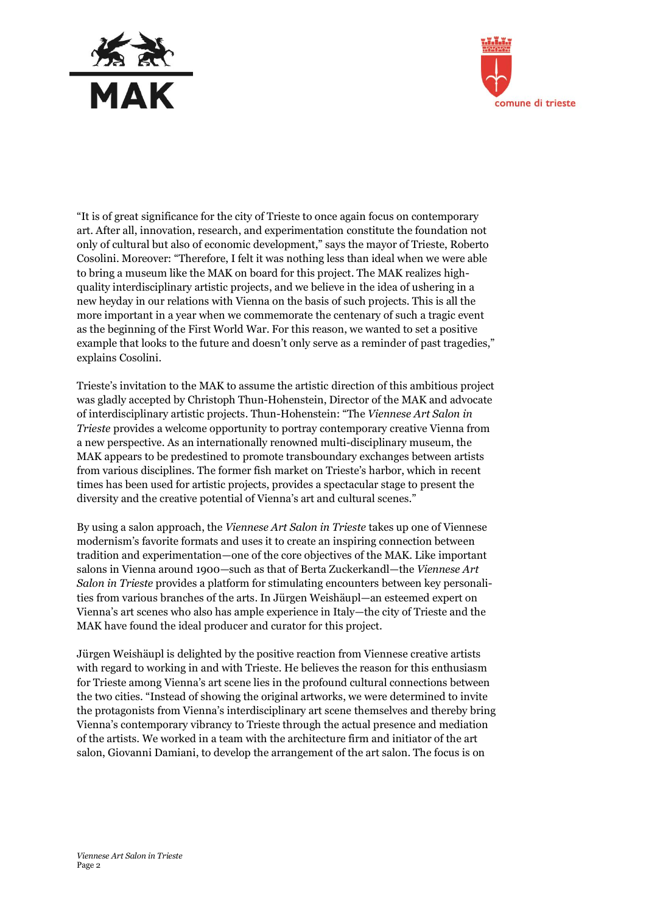"It is of great significance for the city of Trieste to once again focus on contemporary art. After all, innovation, research, and experimentation constitute the foundation not only of cultural but also of economic development," says the mayor of Trieste, Roberto Cosolini. Moreover: "Therefore, I felt it was nothing less than ideal when we were able to bring a museum like the MAK on board for this project. The MAK realizes high-quality interdisciplinary artistic projects, and we believe in the idea of ushering in a new heyday in our relations with Vienna on the basis of such projects. This is all the more important in a year when we commemorate the centenary of such a tragic event as the beginning of the First World War. For this reason, we wanted to set a positive example that looks to the future and doesn't only serve as a reminder of past tragedies," explains Cosolini.

Trieste's invitation to the MAK to assume the artistic direction of this ambitious project was gladly accepted by Christoph Thun-Hohenstein, Director of the MAK and advocate of interdisciplinary artistic projects. Thun-Hohenstein: "The *Viennese Art Salon in Trieste* provides a welcome opportunity to portray contemporary creative Vienna from a new perspective. As an internationally renowned multi-disciplinary museum, the MAK appears to be predestined to promote transboundary exchanges between artists from various disciplines. The former fish market on Trieste's harbor, which in recent times has been used for artistic projects, provides a spectacular stage to present the diversity and the creative potential of Vienna's art and cultural scenes."

By using a salon approach, the *Viennese Art Salon in Trieste* takes up one of Viennese modernism's favorite formats and uses it to create an inspiring connection between tradition and experimentation—one of the core objectives of the MAK. Like important salons in Vienna around 1900—such as that of Berta Zuckerkandl—the *Viennese Art Salon in Trieste* provides a platform for stimulating encounters between key personalities from various branches of the arts. In Jürgen Weishäupl—an esteemed expert on Vienna's art scenes who also has ample experience in Italy—the city of Trieste and the MAK have found the ideal producer and curator for this project.

Jürgen Weishäupl is delighted by the positive reaction from Viennese creative artists with regard to working in and with Trieste. He believes the reason for this enthusiasm for Trieste among Vienna's art scene lies in the profound cultural connections between the two cities. "Instead of showing the original artworks, we were determined to invite the protagonists from Vienna's interdisciplinary art scene themselves and thereby bring Vienna's contemporary vibrancy to Trieste through the actual presence and mediation of the artists. We worked in a team with the architecture firm and initiator of the art salon, Giovanni Damiani, to develop the arrangement of the art salon. The focus is on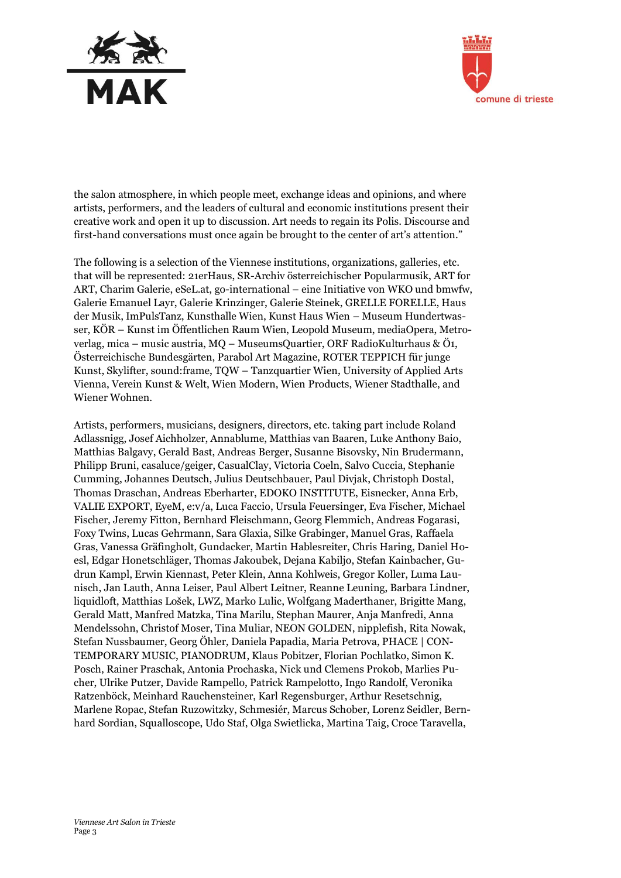the salon atmosphere, in which people meet, exchange ideas and opinions, and where artists, performers, and the leaders of cultural and economic institutions present their creative work and open it up to discussion. Art needs to regain its Polis. Discourse and first-hand conversations must once again be brought to the center of art's attention."

The following is a selection of the Viennese institutions, organizations, galleries, etc. that will be represented: 21erHaus, SR-Archiv österreichischer Popularmusik, ART for ART, Charim Galerie, eSeL.at, go-international – eine Initiative von WKO und bmwfw, Galerie Emanuel Layr, Galerie Krinzinger, Galerie Steinek, GRELLE FORELLE, Haus der Musik, ImPulsTanz, Kunsthalle Wien, Kunst Haus Wien – Museum Hundertwasser, KÖR – Kunst im Öffentlichen Raum Wien, Leopold Museum, mediaOpera, Metroverlag, mica – music austria, MQ – MuseumsQuartier, ORF RadioKulturhaus & Ö1, Österreichische Bundesgärten, Parabol Art Magazine, ROTER TEPPICH für junge Kunst, Skylifter, sound:frame, TQW – Tanzquartier Wien, University of Applied Arts Vienna, Verein Kunst & Welt, Wien Modern, Wien Products, Wiener Stadthalle, and Wiener Wohnen.

Artists, performers, musicians, designers, directors, etc. taking part include Roland Adlassnigg, Josef Aichholzer, Annablume, Matthias van Baaren, Luke Anthony Baio, Matthias Balgavy, Gerald Bast, Andreas Berger, Susanne Bisovsky, Nin Brudermann, Philipp Bruni, casaluce/geiger, CasualClay, Victoria Coeln, Salvo Cuccia, Stephanie Cumming, Johannes Deutsch, Julius Deutschbauer, Paul Divjak, Christoph Dostal, Thomas Draschan, Andreas Eberharter, EDOKO INSTITUTE, Eisnecker, Anna Erb, VALIE EXPORT, EyeM, e:v/a, Luca Faccio, Ursula Feuersinger, Eva Fischer, Michael Fischer, Jeremy Fitton, Bernhard Fleischmann, Georg Flemmich, Andreas Fogarasi, Foxy Twins, Lucas Gehrmann, Sara Glaxia, Silke Grabinger, Manuel Gras, Raffaela Gras, Vanessa Gräfingholt, Gundacker, Martin Hablesreiter, Chris Haring, Daniel Hoesl, Edgar Honetschläger, Thomas Jakoubek, Dejana Kabiljo, Stefan Kainbacher, Gudrun Kampl, Erwin Kiennast, Peter Klein, Anna Kohlweis, Gregor Koller, Luma Launisch, Jan Lauth, Anna Leiser, Paul Albert Leitner, Reanne Leuning, Barbara Lindner, liquidloft, Matthias Lošek, LWZ, Marko Lulic, Wolfgang Maderthaner, Brigitte Mang, Gerald Matt, Manfred Matzka, Tina Marilu, Stephan Maurer, Anja Manfredi, Anna Mendelssohn, Christof Moser, Tina Muliar, NEON GOLDEN, nipplefish, Rita Nowak, Stefan Nussbaumer, Georg Öhler, Daniela Papadia, Maria Petrova, PHACE | CONTEMPORARY MUSIC, PIANODRUM, Klaus Pobitzer, Florian Pochlatko, Simon K. Posch, Rainer Praschak, Antonia Prochaska, Nick und Clemens Prokob, Marlies Pucher, Ulrike Putzer, Davide Rampello, Patrick Rampelotto, Ingo Randolf, Veronika Ratzenböck, Meinhard Rauchensteiner, Karl Regensburger, Arthur Resetschnig, Marlene Ropac, Stefan Ruzowitzky, Schmesiér, Marcus Schober, Lorenz Seidler, Bernhard Sordian, Squalloscope, Udo Staf, Olga Swietlicka, Martina Taig, Croce Taravella,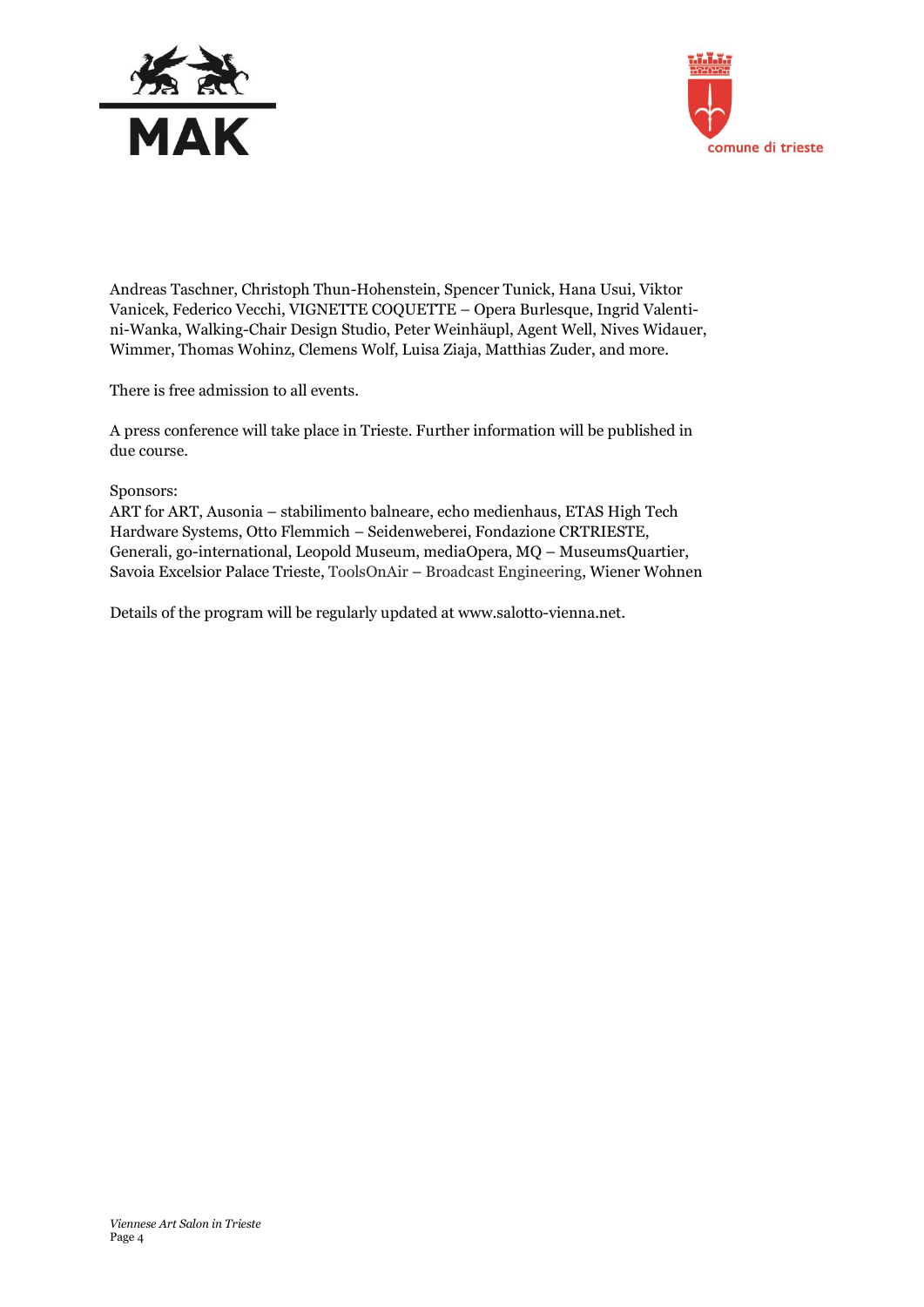Andreas Taschner, Christoph Thun-Hohenstein, Spencer Tunick, Hana Usui, Viktor Vanicek, Federico Vecchi, VIGNETTE COQUETTE – Opera Burlesque, Ingrid Valentini-Wanka, Walking-Chair Design Studio, Peter Weinhäupl, Agent Well, Nives Widauer, Wimmer, Thomas Wohinz, Clemens Wolf, Luisa Ziaja, Matthias Zuder, and more.

There is free admission to all events.

A press conference will take place in Trieste. Further information will be published in due course.

Sponsors:
ART for ART, Ausonia – stabilimento balneare, echo medienhaus, ETAS High Tech Hardware Systems, Otto Flemmich – Seidenweberei, Fondazione CRTRIESTE, Generali, go-international, Leopold Museum, mediaOpera, MQ – MuseumsQuartier, Savoia Excelsior Palace Trieste, ToolsOnAir – Broadcast Engineering, Wiener Wohnen

Details of the program will be regularly updated at www.salotto-vienna.net.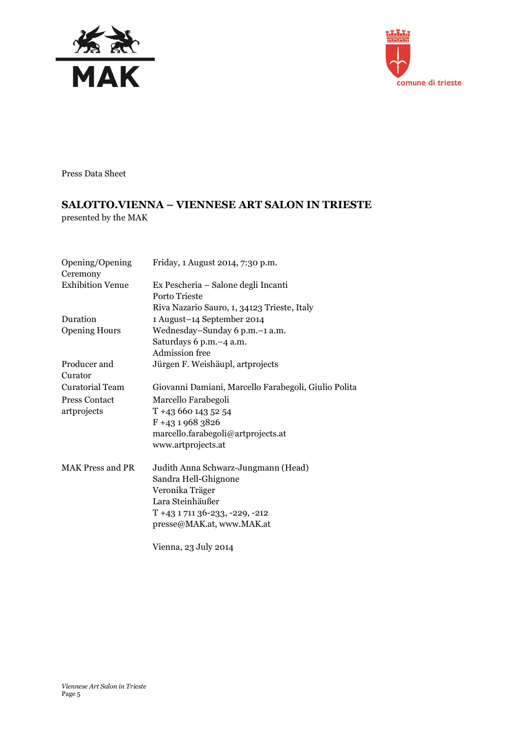Press Data Sheet

# SALOTTO.VIENNA – VIENNESE ART SALON IN TRIESTE

presented by the MAK

| | |
|---|---|
| Opening/Opening Ceremony | Friday, 1 August 2014, 7:30 p.m. |
| Exhibition Venue | Ex Pescheria – Salone degli Incanti<br>Porto Trieste<br>Riva Nazario Sauro, 1, 34123 Trieste, Italy |
| Duration | 1 August–14 September 2014 |
| Opening Hours | Wednesday–Sunday 6 p.m.–1 a.m.<br>Saturdays 6 p.m.–4 a.m.<br>Admission free |
| Producer and Curator | Jürgen F. Weishäupl, artprojects |
| Curatorial Team | Giovanni Damiani, Marcello Farabegoli, Giulio Polita |
| Press Contact artprojects | Marcello Farabegoli<br>T +43 660 143 52 54<br>F +43 1 968 3826<br>marcello.farabegoli@artprojects.at<br>www.artprojects.at |
| MAK Press and PR | Judith Anna Schwarz-Jungmann (Head)<br>Sandra Hell-Ghignone<br>Veronika Träger<br>Lara Steinhäußer<br>T +43 1 711 36-233, -229, -212<br>presse@MAK.at, www.MAK.at |

Vienna, 23 July 2014